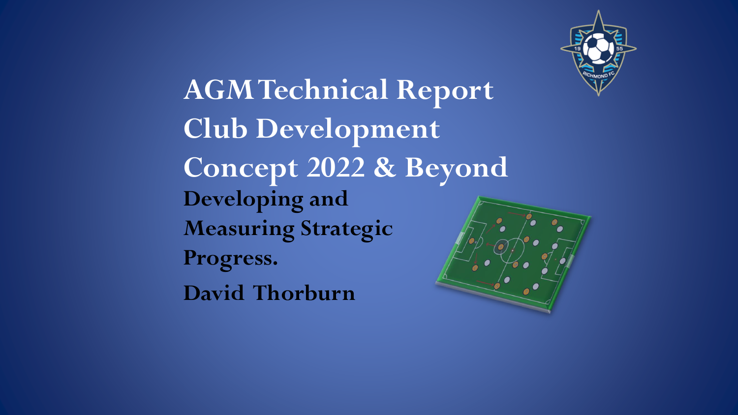# AGM Technical Report
# Club Development
# Concept 2022 & Beyond

**Developing and Measuring Strategic Progress.**

**David Thorburn**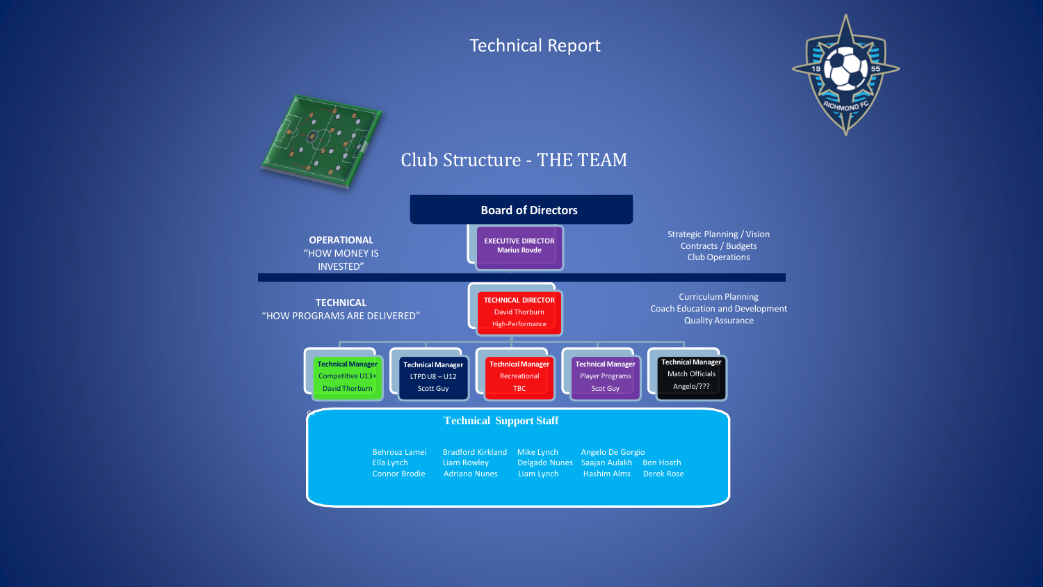# Technical Report

## Club Structure - THE TEAM

**Board of Directors**

**OPERATIONAL**
"HOW MONEY IS INVESTED"

**EXECUTIVE DIRECTOR**
Marius Rovde

Strategic Planning / Vision
Contracts / Budgets
Club Operations

**TECHNICAL**
"HOW PROGRAMS ARE DELIVERED"

**TECHNICAL DIRECTOR**
David Thorburn
High-Performance

Curriculum Planning
Coach Education and Development
Quality Assurance

| Technical Manager | Technical Manager | Technical Manager | Technical Manager | Technical Manager |
|---|---|---|---|---|
| Competitive U13+ | LTPD U8 – U12 | Recreational | Player Programs | Match Officials |
| David Thorburn | Scott Guy | TBC | Scot Guy | Angelo/??? |

### Technical Support Staff

Behrouz Lamei
Ella Lynch
Connor Brodie

Bradford Kirkland
Liam Rowley
Adriano Nunes

Mike Lynch
Delgado Nunes
Liam Lynch

Angelo De Gorgio
Saajan Aulakh
Hashim Alms

Ben Hoath
Derek Rose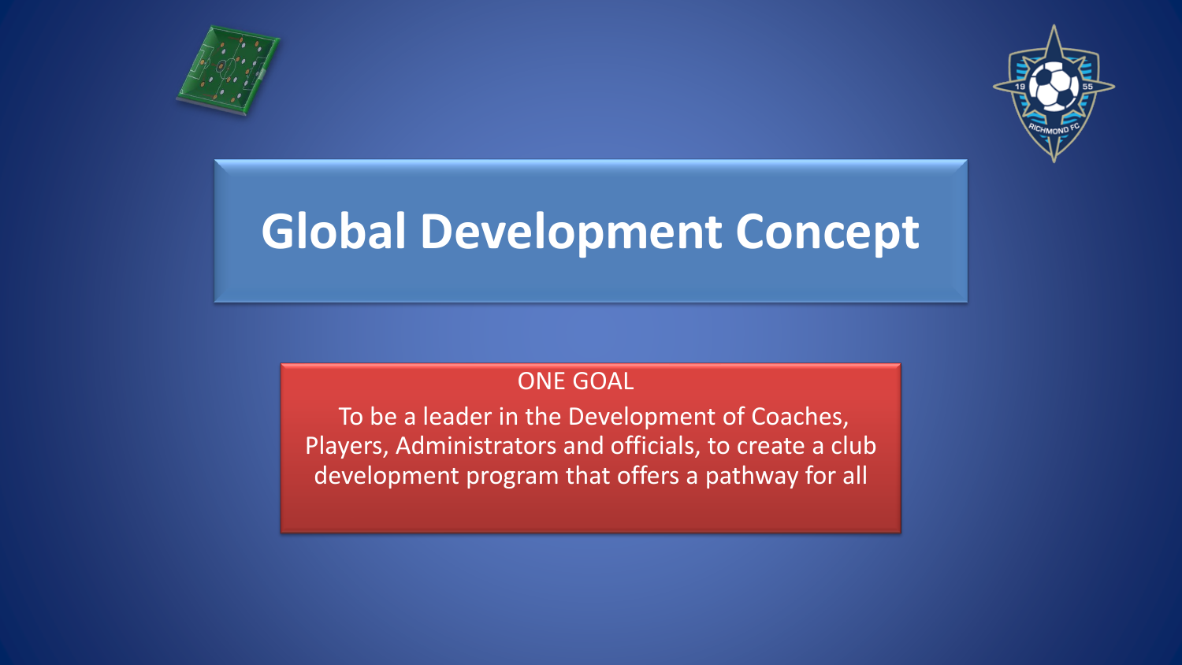# Global Development Concept

ONE GOAL

To be a leader in the Development of Coaches, Players, Administrators and officials, to create a club development program that offers a pathway for all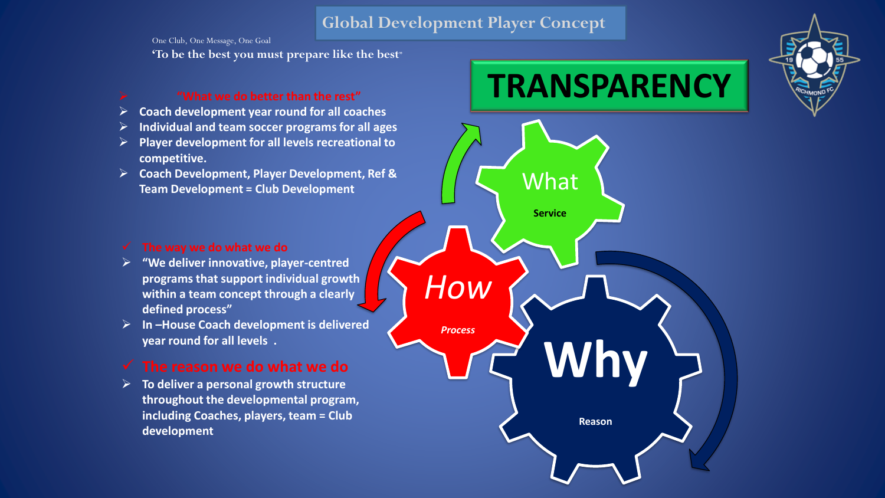# Global Development Player Concept

One Club, One Message, One Goal

**'To be the best you must prepare like the best"**

# TRANSPARENCY

- **"What we do better than the rest"**
- **Coach development year round for all coaches**
- **Individual and team soccer programs for all ages**
- **Player development for all levels recreational to competitive.**
- **Coach Development, Player Development, Ref & Team Development = Club Development**

- **The way we do what we do**
- **"We deliver innovative, player-centred programs that support individual growth within a team concept through a clearly defined process"**
- **In –House Coach development is delivered year round for all levels .**

- **The reason we do what we do**
- **To deliver a personal growth structure throughout the developmental program, including Coaches, players, team = Club development**

What
**Service**

*How*
***Process***

**Why**
**Reason**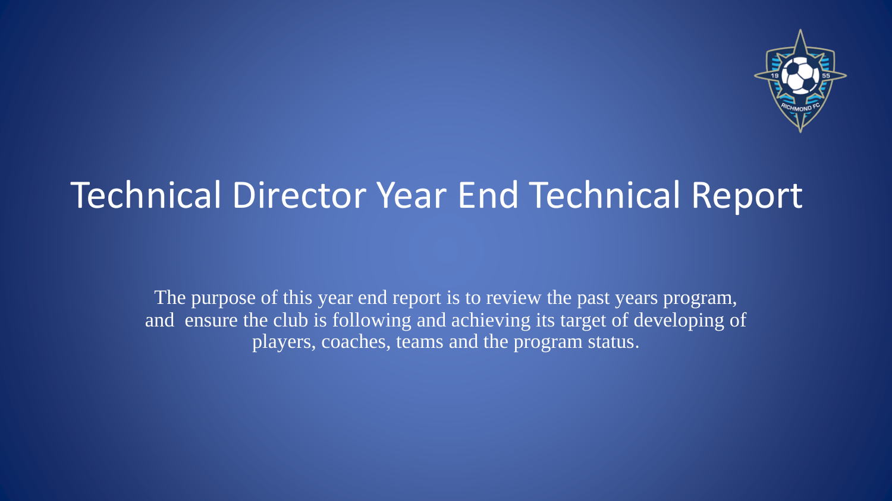# Technical Director Year End Technical Report

The purpose of this year end report is to review the past years program, and ensure the club is following and achieving its target of developing of players, coaches, teams and the program status.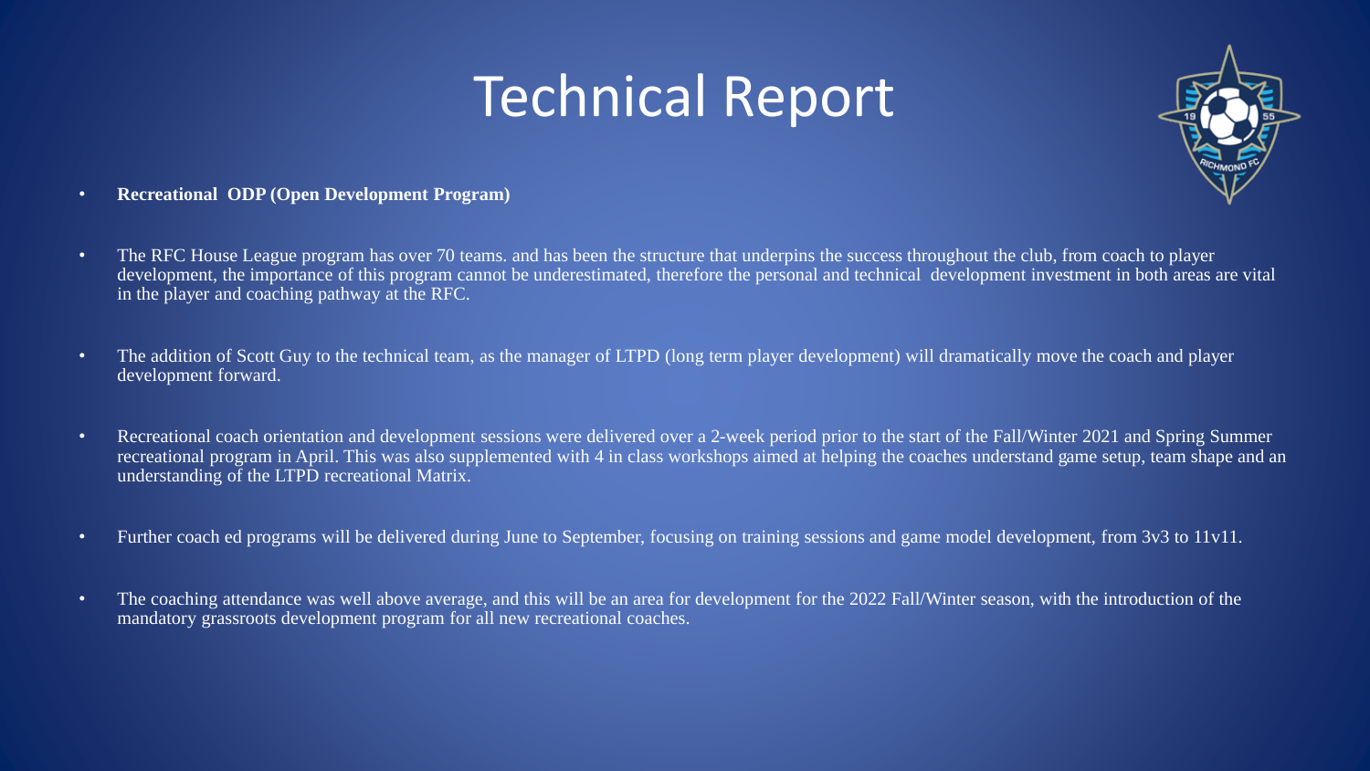# Technical Report

- **Recreational ODP (Open Development Program)**

- The RFC House League program has over 70 teams. and has been the structure that underpins the success throughout the club, from coach to player development, the importance of this program cannot be underestimated, therefore the personal and technical development investment in both areas are vital in the player and coaching pathway at the RFC.

- The addition of Scott Guy to the technical team, as the manager of LTPD (long term player development) will dramatically move the coach and player development forward.

- Recreational coach orientation and development sessions were delivered over a 2-week period prior to the start of the Fall/Winter 2021 and Spring Summer recreational program in April. This was also supplemented with 4 in class workshops aimed at helping the coaches understand game setup, team shape and an understanding of the LTPD recreational Matrix.

- Further coach ed programs will be delivered during June to September, focusing on training sessions and game model development, from 3v3 to 11v11.

- The coaching attendance was well above average, and this will be an area for development for the 2022 Fall/Winter season, with the introduction of the mandatory grassroots development program for all new recreational coaches.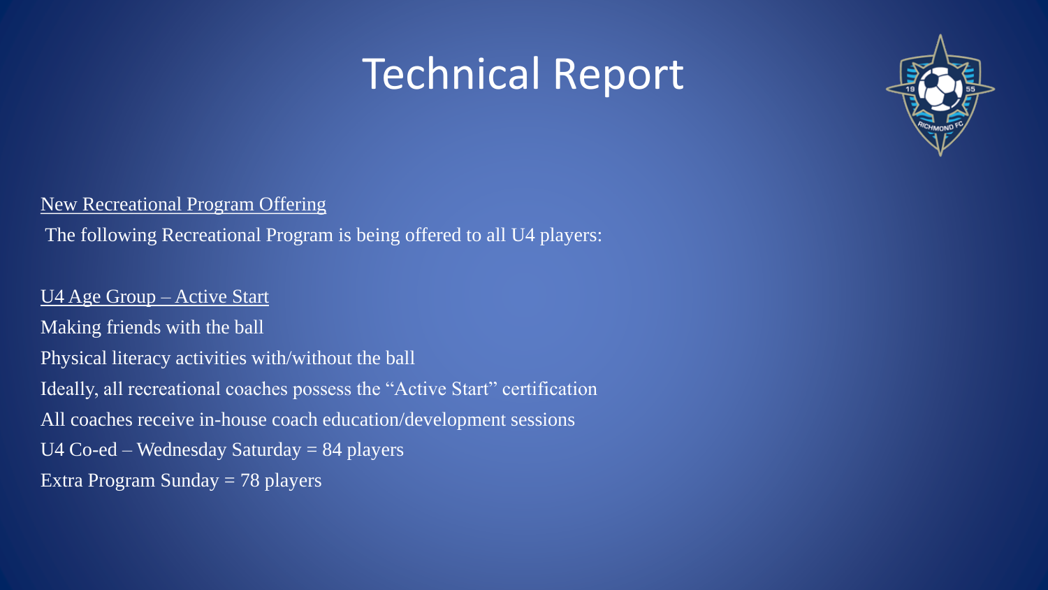# Technical Report

New Recreational Program Offering

The following Recreational Program is being offered to all U4 players:

U4 Age Group – Active Start

Making friends with the ball

Physical literacy activities with/without the ball

Ideally, all recreational coaches possess the "Active Start" certification

All coaches receive in-house coach education/development sessions

U4 Co-ed – Wednesday Saturday = 84 players

Extra Program Sunday = 78 players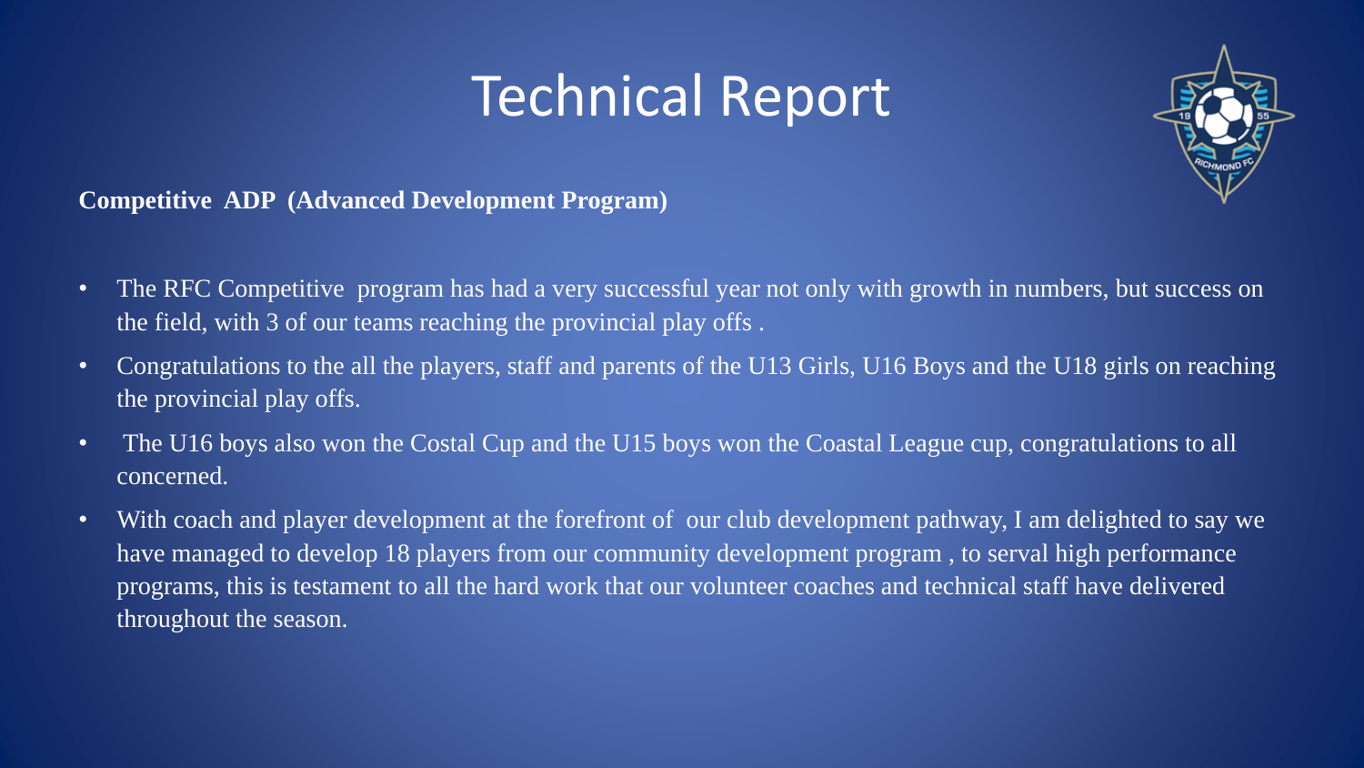# Technical Report

**Competitive ADP (Advanced Development Program)**

- The RFC Competitive program has had a very successful year not only with growth in numbers, but success on the field, with 3 of our teams reaching the provincial play offs .
- Congratulations to the all the players, staff and parents of the U13 Girls, U16 Boys and the U18 girls on reaching the provincial play offs.
- The U16 boys also won the Costal Cup and the U15 boys won the Coastal League cup, congratulations to all concerned.
- With coach and player development at the forefront of our club development pathway, I am delighted to say we have managed to develop 18 players from our community development program , to serval high performance programs, this is testament to all the hard work that our volunteer coaches and technical staff have delivered throughout the season.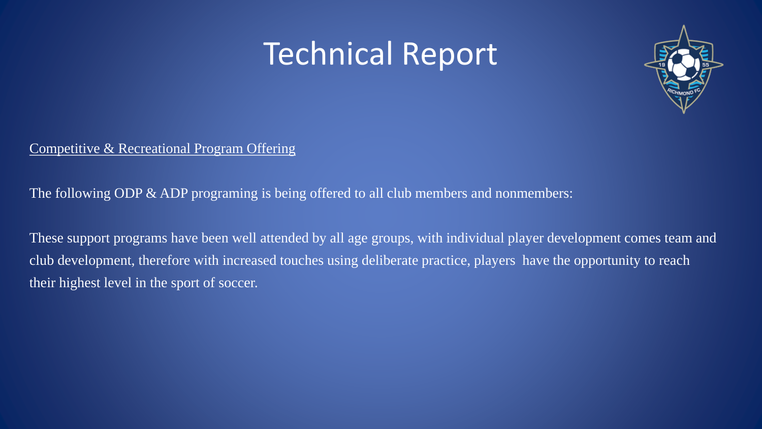# Technical Report

Competitive & Recreational Program Offering

The following ODP & ADP programing is being offered to all club members and nonmembers:

These support programs have been well attended by all age groups, with individual player development comes team and club development, therefore with increased touches using deliberate practice, players have the opportunity to reach their highest level in the sport of soccer.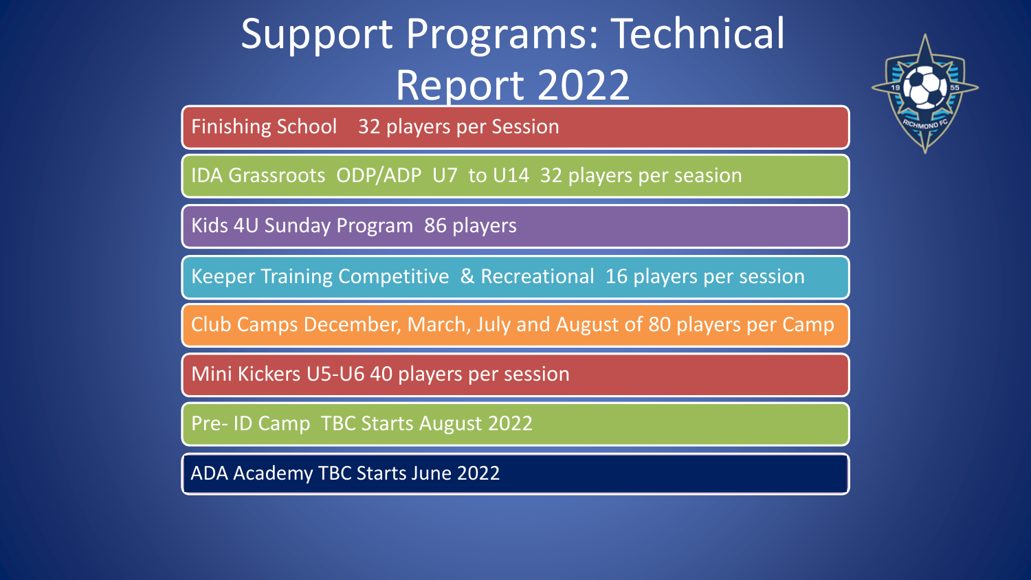# Support Programs: Technical Report 2022

- Finishing School 32 players per Session
- IDA Grassroots ODP/ADP U7 to U14 32 players per season
- Kids 4U Sunday Program 86 players
- Keeper Training Competitive & Recreational 16 players per session
- Club Camps December, March, July and August of 80 players per Camp
- Mini Kickers U5-U6 40 players per session
- Pre- ID Camp TBC Starts August 2022
- ADA Academy TBC Starts June 2022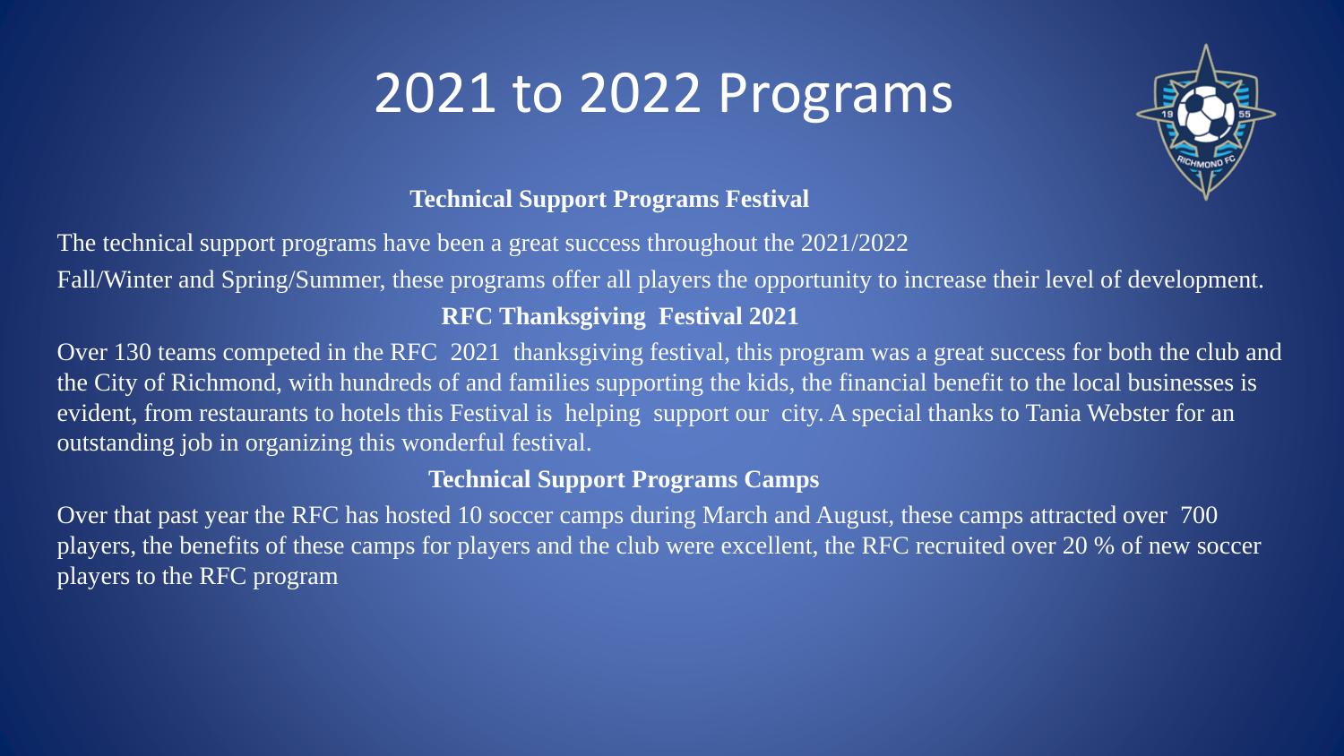# 2021 to 2022 Programs

**Technical Support Programs Festival**

The technical support programs have been a great success throughout the 2021/2022
Fall/Winter and Spring/Summer, these programs offer all players the opportunity to increase their level of development.

**RFC Thanksgiving Festival 2021**

Over 130 teams competed in the RFC 2021 thanksgiving festival, this program was a great success for both the club and the City of Richmond, with hundreds of and families supporting the kids, the financial benefit to the local businesses is evident, from restaurants to hotels this Festival is helping support our city. A special thanks to Tania Webster for an outstanding job in organizing this wonderful festival.

**Technical Support Programs Camps**

Over that past year the RFC has hosted 10 soccer camps during March and August, these camps attracted over 700 players, the benefits of these camps for players and the club were excellent, the RFC recruited over 20 % of new soccer players to the RFC program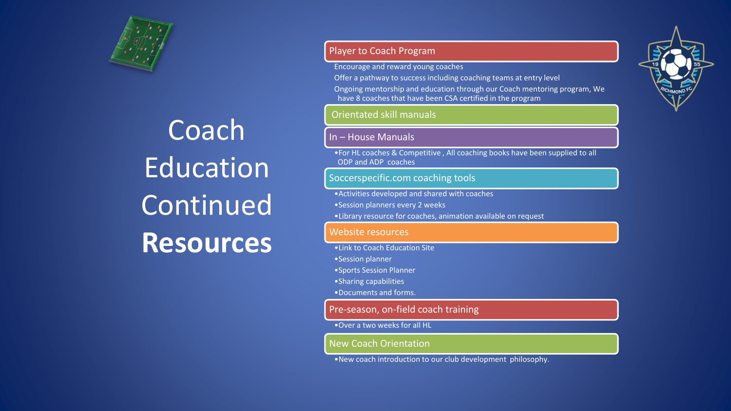# Coach Education Continued **Resources**

## Player to Coach Program

- Encourage and reward young coaches
- Offer a pathway to success including coaching teams at entry level
- Ongoing mentorship and education through our Coach mentoring program, We have 8 coaches that have been CSA certified in the program

## Orientated skill manuals

## In – House Manuals

- For HL coaches & Competitive , All coaching books have been supplied to all ODP and ADP coaches

## Soccerspecific.com coaching tools

- Activities developed and shared with coaches
- Session planners every 2 weeks
- Library resource for coaches, animation available on request

## Website resources

- Link to Coach Education Site
- Session planner
- Sports Session Planner
- Sharing capabilities
- Documents and forms.

## Pre-season, on-field coach training

- Over a two weeks for all HL

## New Coach Orientation

- New coach introduction to our club development philosophy.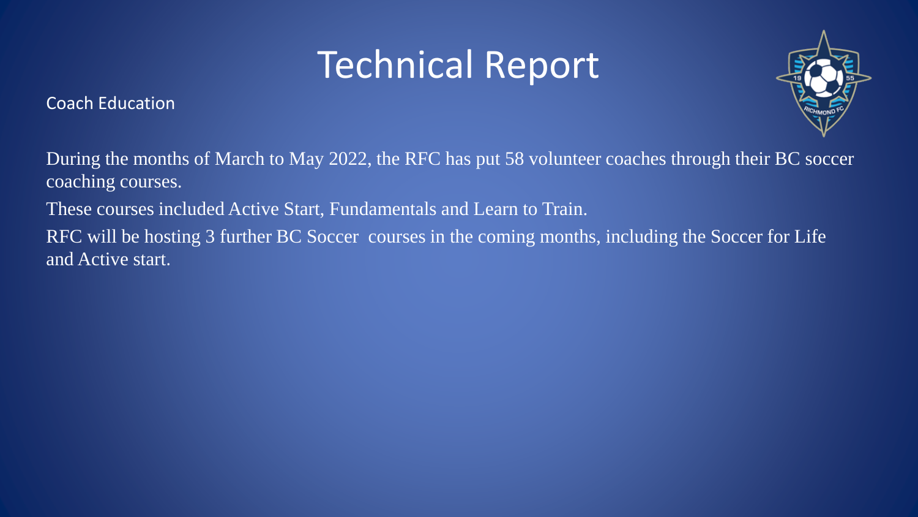# Technical Report

## Coach Education

During the months of March to May 2022, the RFC has put 58 volunteer coaches through their BC soccer coaching courses.

These courses included Active Start, Fundamentals and Learn to Train.

RFC will be hosting 3 further BC Soccer courses in the coming months, including the Soccer for Life and Active start.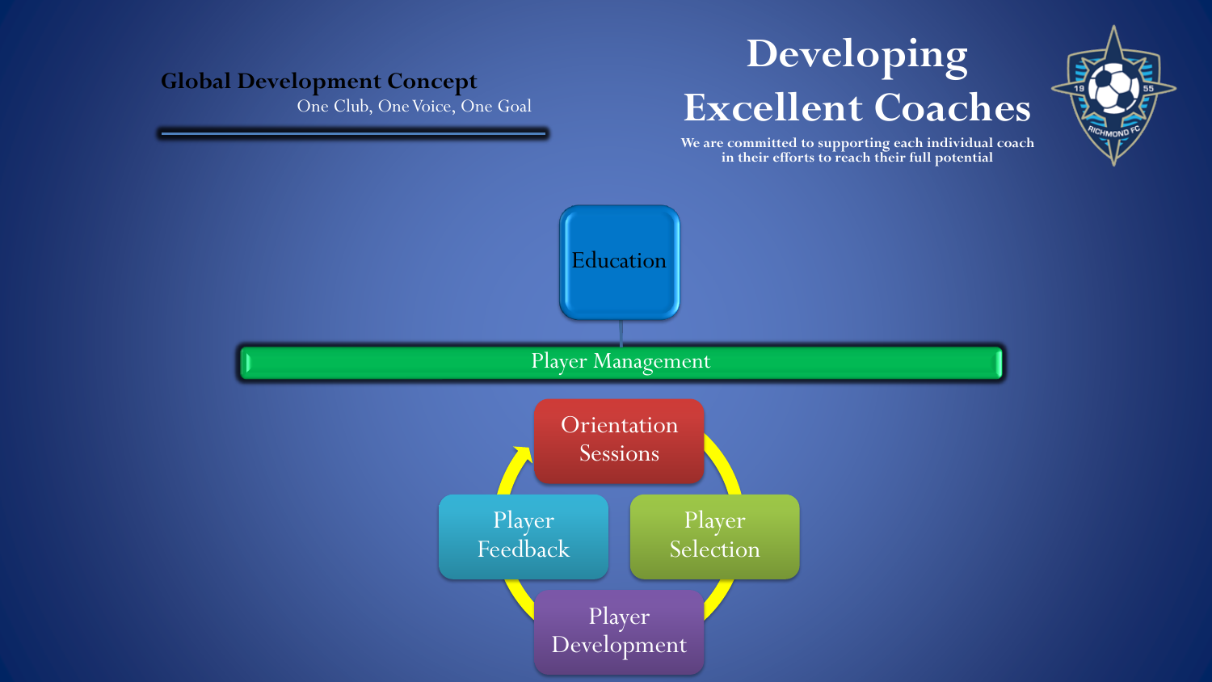**Global Development Concept**

One Club, One Voice, One Goal

# Developing Excellent Coaches

We are committed to supporting each individual coach in their efforts to reach their full potential

Education

Player Management

Orientation Sessions

Player Selection

Player Development

Player Feedback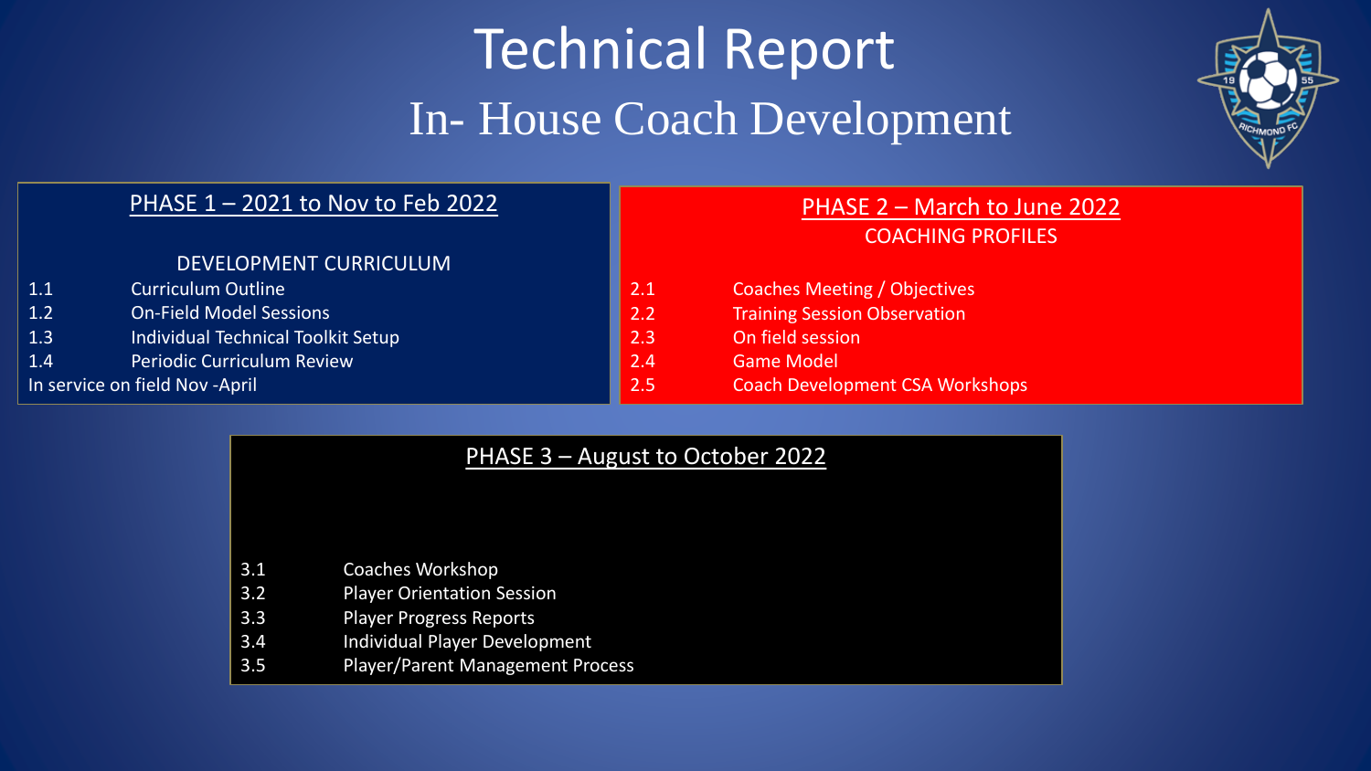# Technical Report

## In- House Coach Development

### PHASE 1 – 2021 to Nov to Feb 2022

DEVELOPMENT CURRICULUM

1.1 Curriculum Outline
1.2 On-Field Model Sessions
1.3 Individual Technical Toolkit Setup
1.4 Periodic Curriculum Review

In service on field Nov -April

### PHASE 2 – March to June 2022

COACHING PROFILES

2.1 Coaches Meeting / Objectives
2.2 Training Session Observation
2.3 On field session
2.4 Game Model
2.5 Coach Development CSA Workshops

### PHASE 3 – August to October 2022

3.1 Coaches Workshop
3.2 Player Orientation Session
3.3 Player Progress Reports
3.4 Individual Player Development
3.5 Player/Parent Management Process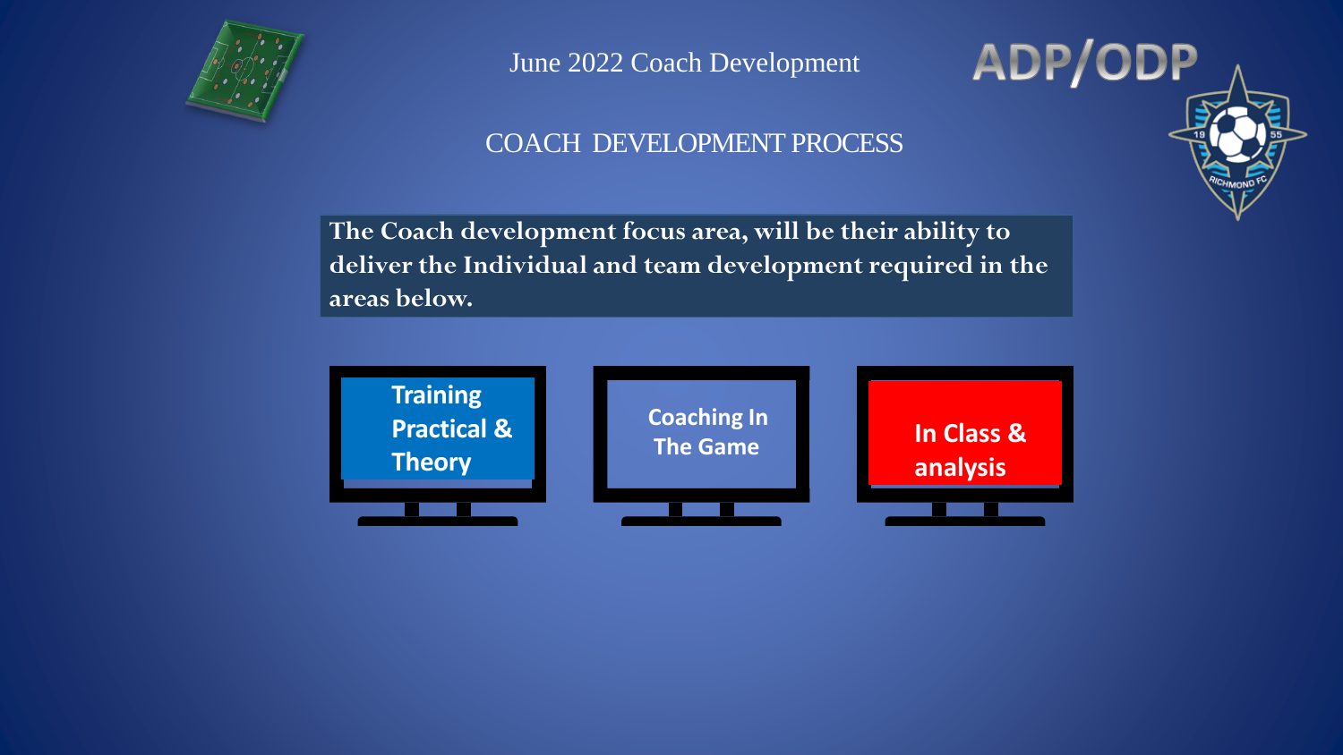June 2022 Coach Development

ADP/ODP

## COACH DEVELOPMENT PROCESS

**The Coach development focus area, will be their ability to deliver the Individual and team development required in the areas below.**

- Training Practical & Theory
- Coaching In The Game
- In Class & analysis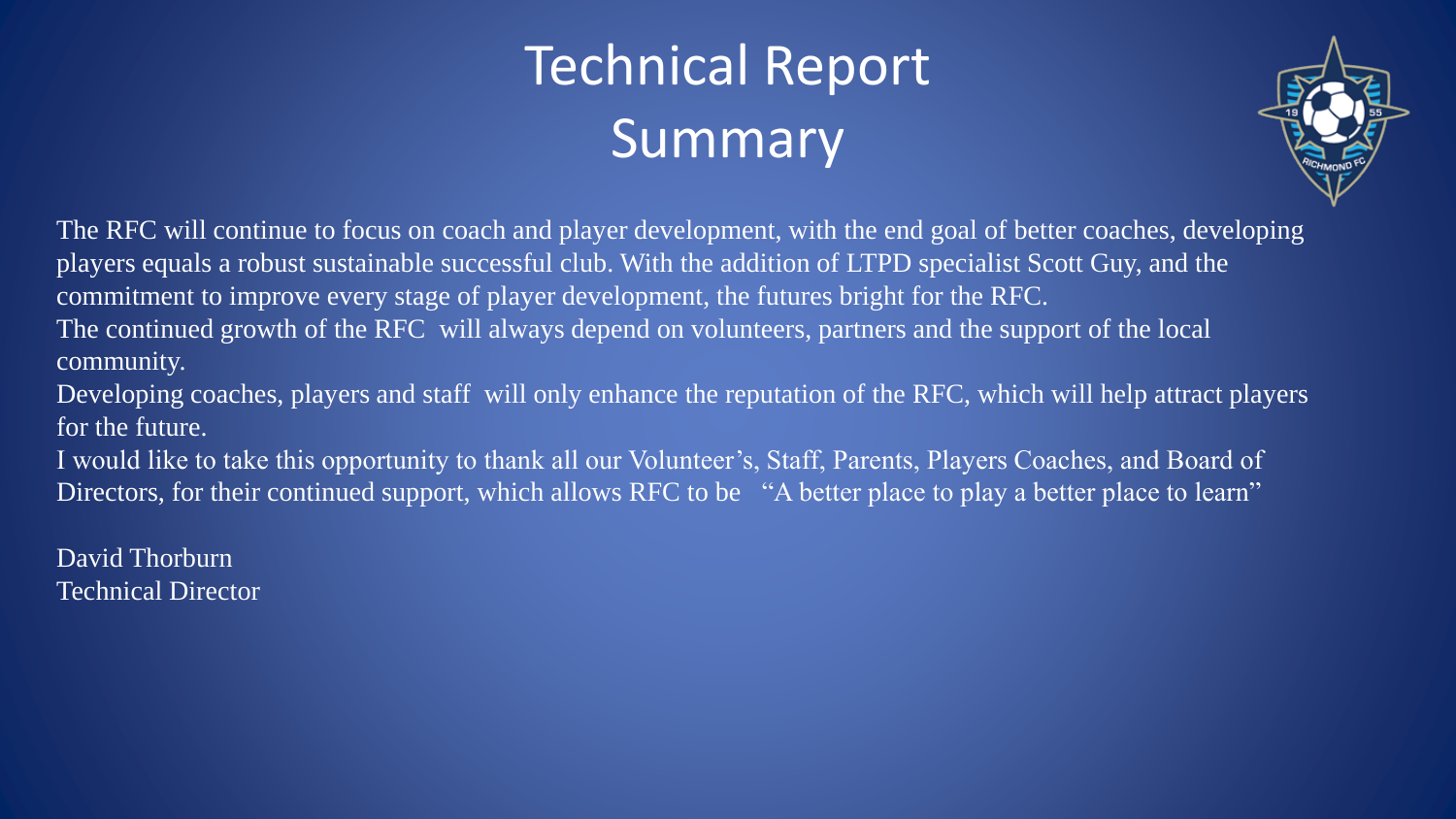# Technical Report Summary

The RFC will continue to focus on coach and player development, with the end goal of better coaches, developing players equals a robust sustainable successful club. With the addition of LTPD specialist Scott Guy, and the commitment to improve every stage of player development, the futures bright for the RFC.

The continued growth of the RFC will always depend on volunteers, partners and the support of the local community.

Developing coaches, players and staff will only enhance the reputation of the RFC, which will help attract players for the future.

I would like to take this opportunity to thank all our Volunteer's, Staff, Parents, Players Coaches, and Board of Directors, for their continued support, which allows RFC to be "A better place to play a better place to learn"

David Thorburn
Technical Director